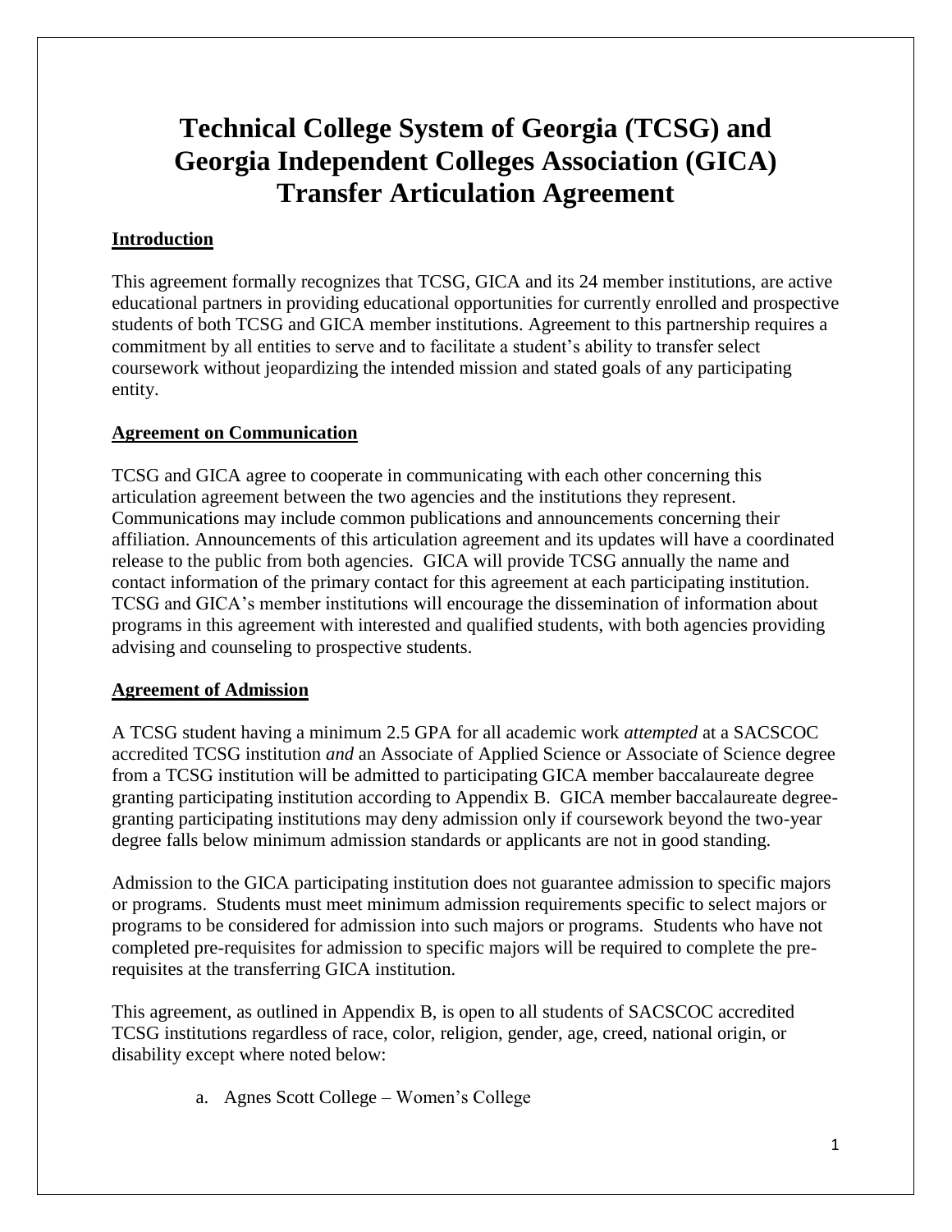# Technical College System of Georgia (TCSG) and Georgia Independent Colleges Association (GICA) Transfer Articulation Agreement

## Introduction

This agreement formally recognizes that TCSG, GICA and its 24 member institutions, are active educational partners in providing educational opportunities for currently enrolled and prospective students of both TCSG and GICA member institutions. Agreement to this partnership requires a commitment by all entities to serve and to facilitate a student's ability to transfer select coursework without jeopardizing the intended mission and stated goals of any participating entity.

## Agreement on Communication

TCSG and GICA agree to cooperate in communicating with each other concerning this articulation agreement between the two agencies and the institutions they represent. Communications may include common publications and announcements concerning their affiliation. Announcements of this articulation agreement and its updates will have a coordinated release to the public from both agencies. GICA will provide TCSG annually the name and contact information of the primary contact for this agreement at each participating institution. TCSG and GICA's member institutions will encourage the dissemination of information about programs in this agreement with interested and qualified students, with both agencies providing advising and counseling to prospective students.

## Agreement of Admission

A TCSG student having a minimum 2.5 GPA for all academic work *attempted* at a SACSCOC accredited TCSG institution *and* an Associate of Applied Science or Associate of Science degree from a TCSG institution will be admitted to participating GICA member baccalaureate degree granting participating institution according to Appendix B. GICA member baccalaureate degree-granting participating institutions may deny admission only if coursework beyond the two-year degree falls below minimum admission standards or applicants are not in good standing.

Admission to the GICA participating institution does not guarantee admission to specific majors or programs. Students must meet minimum admission requirements specific to select majors or programs to be considered for admission into such majors or programs. Students who have not completed pre-requisites for admission to specific majors will be required to complete the pre-requisites at the transferring GICA institution.

This agreement, as outlined in Appendix B, is open to all students of SACSCOC accredited TCSG institutions regardless of race, color, religion, gender, age, creed, national origin, or disability except where noted below:

a. Agnes Scott College – Women's College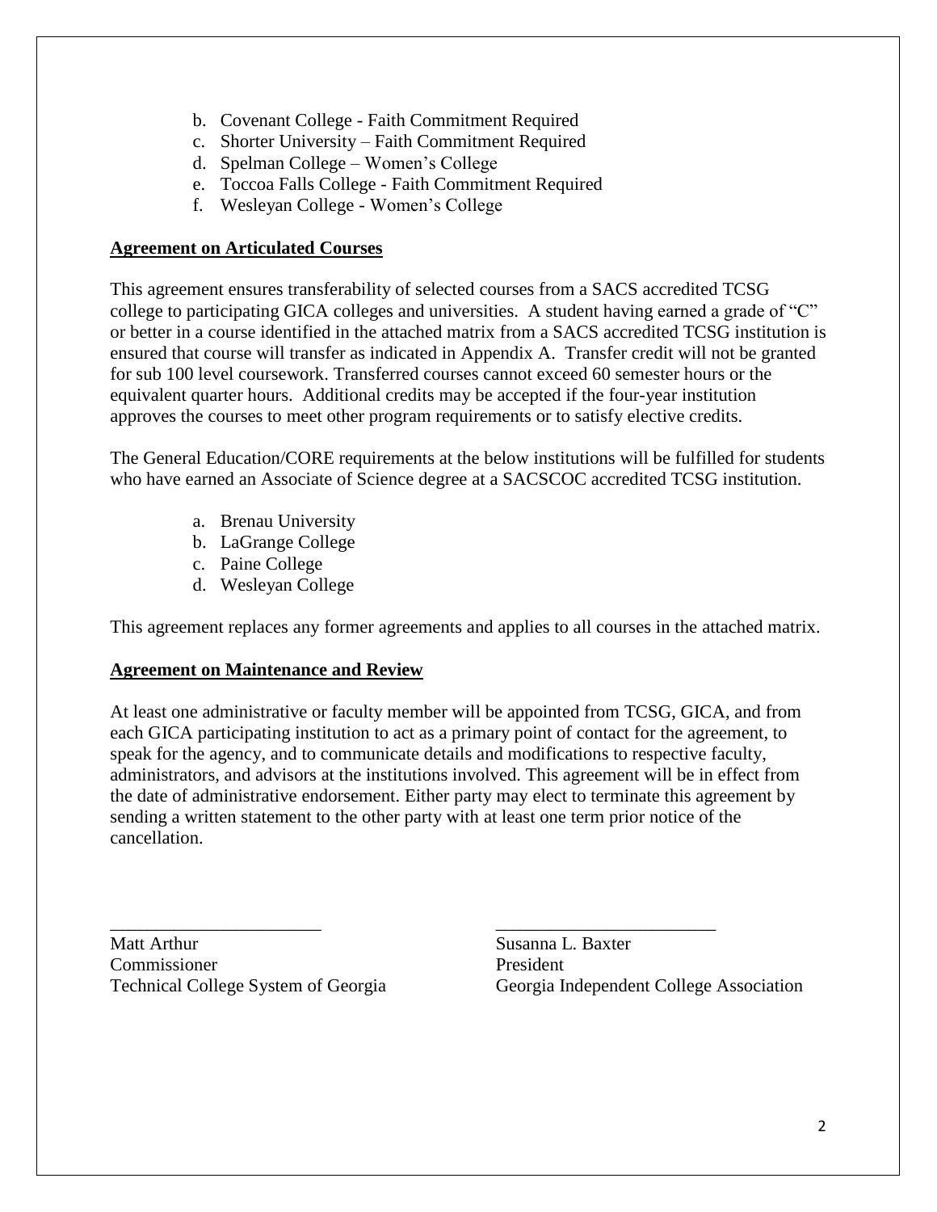b. Covenant College - Faith Commitment Required
c. Shorter University – Faith Commitment Required
d. Spelman College – Women's College
e. Toccoa Falls College - Faith Commitment Required
f. Wesleyan College - Women's College

**Agreement on Articulated Courses**

This agreement ensures transferability of selected courses from a SACS accredited TCSG college to participating GICA colleges and universities. A student having earned a grade of "C" or better in a course identified in the attached matrix from a SACS accredited TCSG institution is ensured that course will transfer as indicated in Appendix A. Transfer credit will not be granted for sub 100 level coursework. Transferred courses cannot exceed 60 semester hours or the equivalent quarter hours. Additional credits may be accepted if the four-year institution approves the courses to meet other program requirements or to satisfy elective credits.

The General Education/CORE requirements at the below institutions will be fulfilled for students who have earned an Associate of Science degree at a SACSCOC accredited TCSG institution.

a. Brenau University
b. LaGrange College
c. Paine College
d. Wesleyan College

This agreement replaces any former agreements and applies to all courses in the attached matrix.

**Agreement on Maintenance and Review**

At least one administrative or faculty member will be appointed from TCSG, GICA, and from each GICA participating institution to act as a primary point of contact for the agreement, to speak for the agency, and to communicate details and modifications to respective faculty, administrators, and advisors at the institutions involved. This agreement will be in effect from the date of administrative endorsement. Either party may elect to terminate this agreement by sending a written statement to the other party with at least one term prior notice of the cancellation.

\_\_\_\_\_\_\_\_\_\_\_\_\_\_\_\_\_\_\_\_\_\_\_\_
Matt Arthur
Commissioner
Technical College System of Georgia

\_\_\_\_\_\_\_\_\_\_\_\_\_\_\_\_\_\_\_\_\_\_\_\_
Susanna L. Baxter
President
Georgia Independent College Association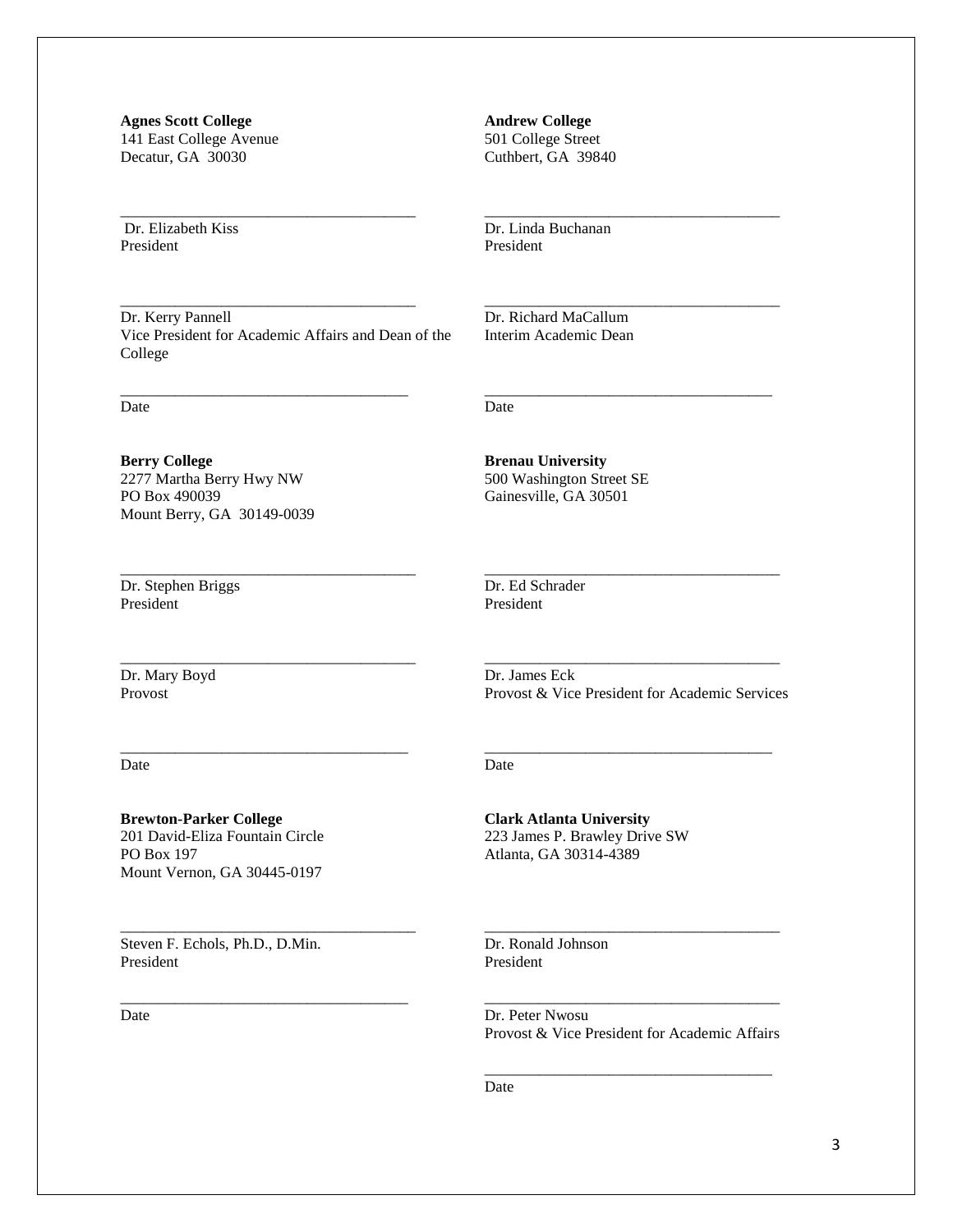**Agnes Scott College**
141 East College Avenue
Decatur, GA 30030

_____________________________________
Dr. Elizabeth Kiss
President

_____________________________________
Dr. Kerry Pannell
Vice President for Academic Affairs and Dean of the College

_____________________________________
Date

**Andrew College**
501 College Street
Cuthbert, GA 39840

_____________________________________
Dr. Linda Buchanan
President

_____________________________________
Dr. Richard MaCallum
Interim Academic Dean

_____________________________________
Date

**Berry College**
2277 Martha Berry Hwy NW
PO Box 490039
Mount Berry, GA 30149-0039

_____________________________________
Dr. Stephen Briggs
President

_____________________________________
Dr. Mary Boyd
Provost

_____________________________________
Date

**Brenau University**
500 Washington Street SE
Gainesville, GA 30501

_____________________________________
Dr. Ed Schrader
President

_____________________________________
Dr. James Eck
Provost & Vice President for Academic Services

_____________________________________
Date

**Brewton-Parker College**
201 David-Eliza Fountain Circle
PO Box 197
Mount Vernon, GA 30445-0197

_____________________________________
Steven F. Echols, Ph.D., D.Min.
President

_____________________________________
Date

**Clark Atlanta University**
223 James P. Brawley Drive SW
Atlanta, GA 30314-4389

_____________________________________
Dr. Ronald Johnson
President

_____________________________________
Dr. Peter Nwosu
Provost & Vice President for Academic Affairs

_____________________________________
Date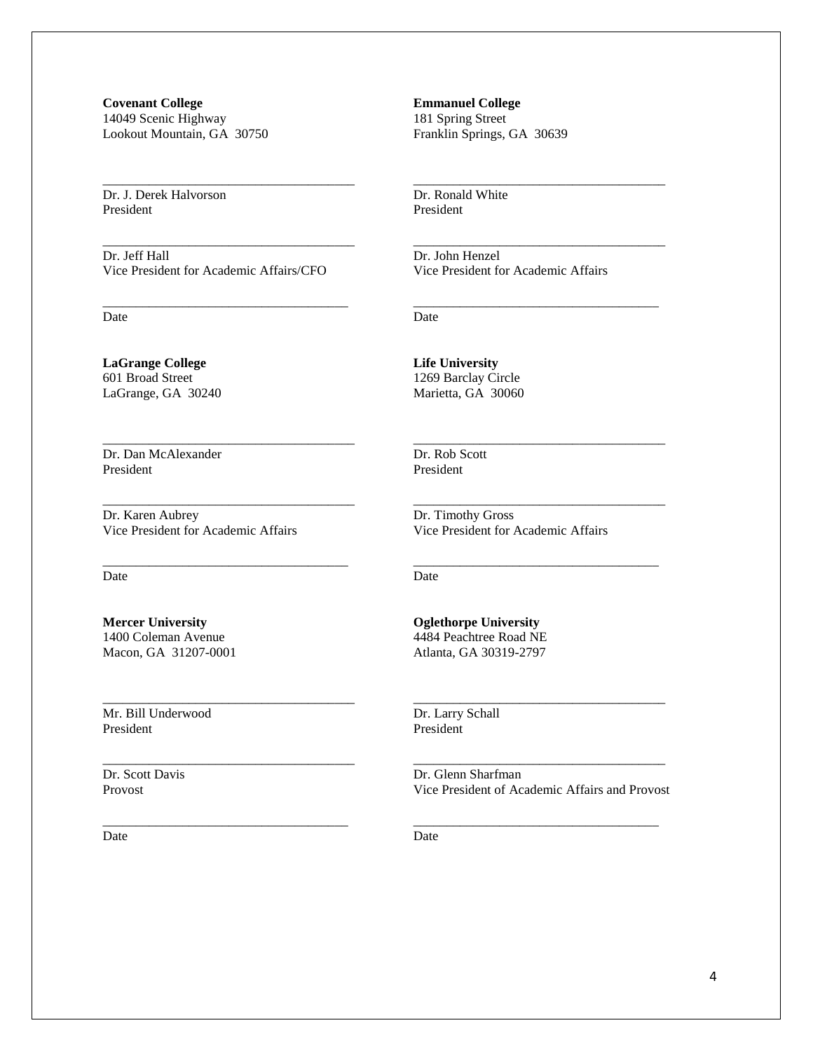**Covenant College**
14049 Scenic Highway
Lookout Mountain, GA 30750

_____________________________________
Dr. J. Derek Halvorson
President

_____________________________________
Dr. Jeff Hall
Vice President for Academic Affairs/CFO

_____________________________________
Date

**Emmanuel College**
181 Spring Street
Franklin Springs, GA 30639

_____________________________________
Dr. Ronald White
President

_____________________________________
Dr. John Henzel
Vice President for Academic Affairs

_____________________________________
Date

**LaGrange College**
601 Broad Street
LaGrange, GA 30240

_____________________________________
Dr. Dan McAlexander
President

_____________________________________
Dr. Karen Aubrey
Vice President for Academic Affairs

_____________________________________
Date

**Life University**
1269 Barclay Circle
Marietta, GA 30060

_____________________________________
Dr. Rob Scott
President

_____________________________________
Dr. Timothy Gross
Vice President for Academic Affairs

_____________________________________
Date

**Mercer University**
1400 Coleman Avenue
Macon, GA 31207-0001

_____________________________________
Mr. Bill Underwood
President

_____________________________________
Dr. Scott Davis
Provost

_____________________________________
Date

**Oglethorpe University**
4484 Peachtree Road NE
Atlanta, GA 30319-2797

_____________________________________
Dr. Larry Schall
President

_____________________________________
Dr. Glenn Sharfman
Vice President of Academic Affairs and Provost

_____________________________________
Date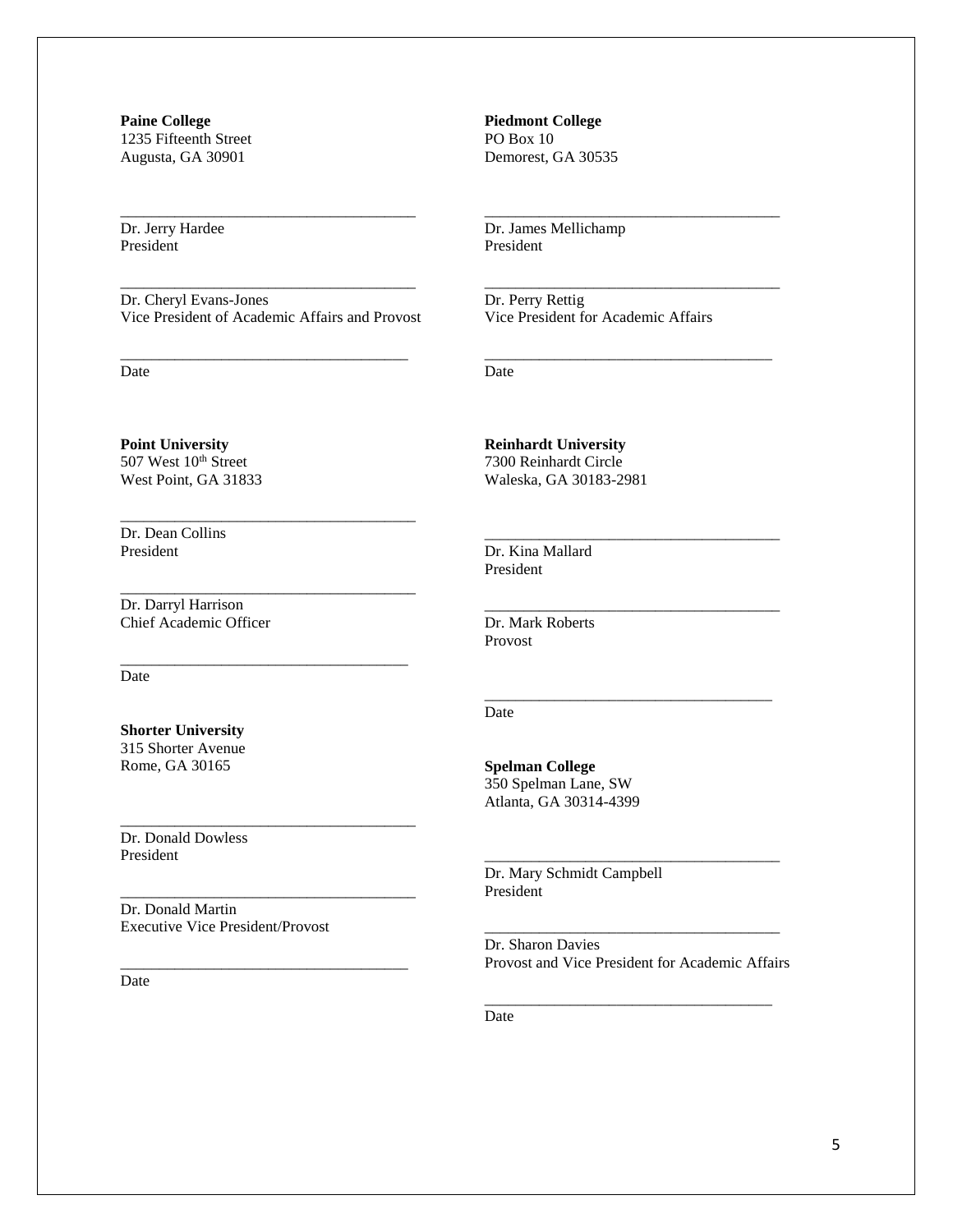**Paine College**
1235 Fifteenth Street
Augusta, GA 30901

_____________________________________
Dr. Jerry Hardee
President

_____________________________________
Dr. Cheryl Evans-Jones
Vice President of Academic Affairs and Provost

_____________________________________
Date

**Piedmont College**
PO Box 10
Demorest, GA 30535

_____________________________________
Dr. James Mellichamp
President

_____________________________________
Dr. Perry Rettig
Vice President for Academic Affairs

_____________________________________
Date

**Point University**
507 West 10th Street
West Point, GA 31833

_____________________________________
Dr. Dean Collins
President

_____________________________________
Dr. Darryl Harrison
Chief Academic Officer

_____________________________________
Date

**Reinhardt University**
7300 Reinhardt Circle
Waleska, GA 30183-2981

_____________________________________
Dr. Kina Mallard
President

_____________________________________
Dr. Mark Roberts
Provost

_____________________________________
Date

**Shorter University**
315 Shorter Avenue
Rome, GA 30165

_____________________________________
Dr. Donald Dowless
President

_____________________________________
Dr. Donald Martin
Executive Vice President/Provost

_____________________________________
Date

**Spelman College**
350 Spelman Lane, SW
Atlanta, GA 30314-4399

_____________________________________
Dr. Mary Schmidt Campbell
President

_____________________________________
Dr. Sharon Davies
Provost and Vice President for Academic Affairs

_____________________________________
Date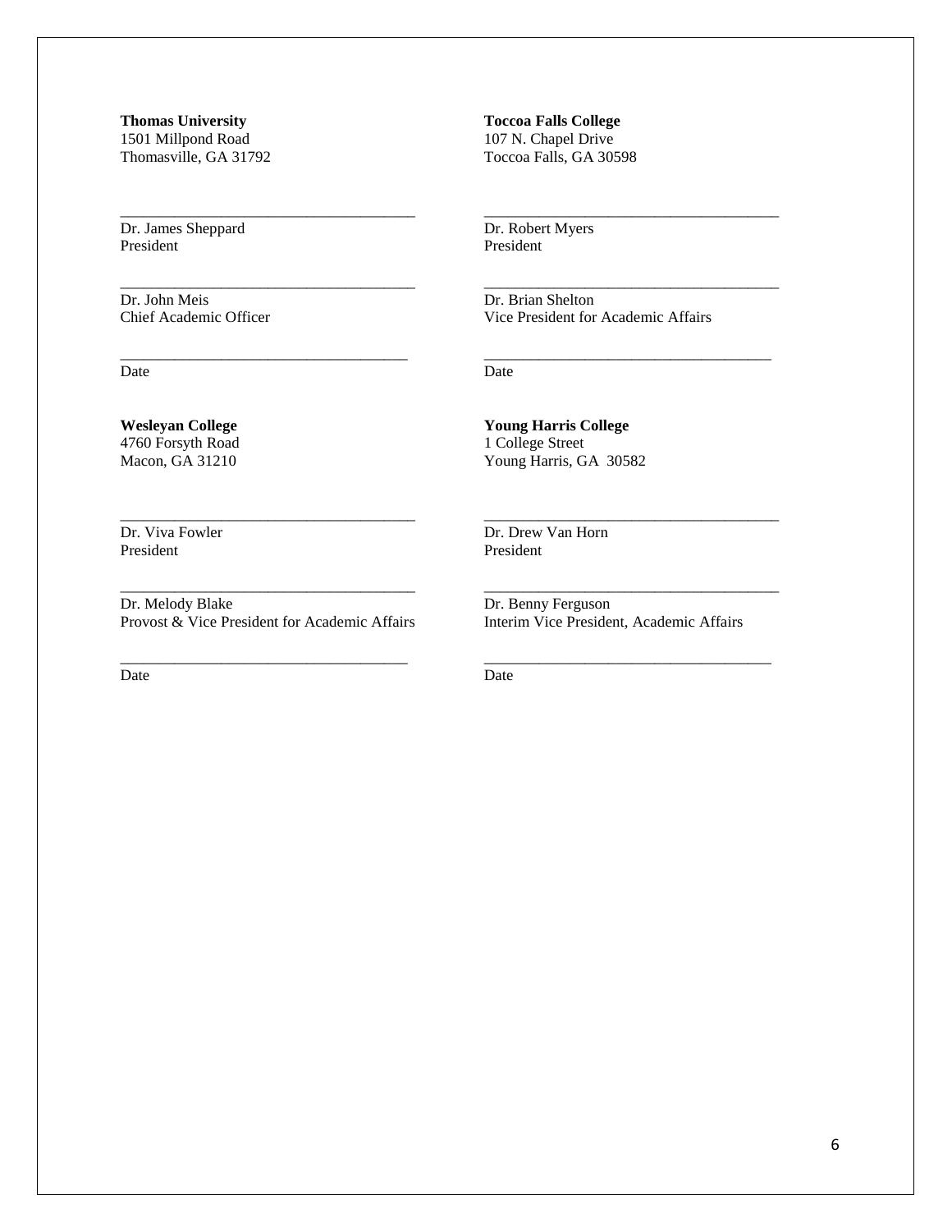**Thomas University**
1501 Millpond Road
Thomasville, GA 31792

_____________________________________
Dr. James Sheppard
President

_____________________________________
Dr. John Meis
Chief Academic Officer

____________________________________
Date

**Toccoa Falls College**
107 N. Chapel Drive
Toccoa Falls, GA 30598

_____________________________________
Dr. Robert Myers
President

_____________________________________
Dr. Brian Shelton
Vice President for Academic Affairs

____________________________________
Date

**Wesleyan College**
4760 Forsyth Road
Macon, GA 31210

_____________________________________
Dr. Viva Fowler
President

_____________________________________
Dr. Melody Blake
Provost & Vice President for Academic Affairs

____________________________________
Date

**Young Harris College**
1 College Street
Young Harris, GA 30582

_____________________________________
Dr. Drew Van Horn
President

_____________________________________
Dr. Benny Ferguson
Interim Vice President, Academic Affairs

____________________________________
Date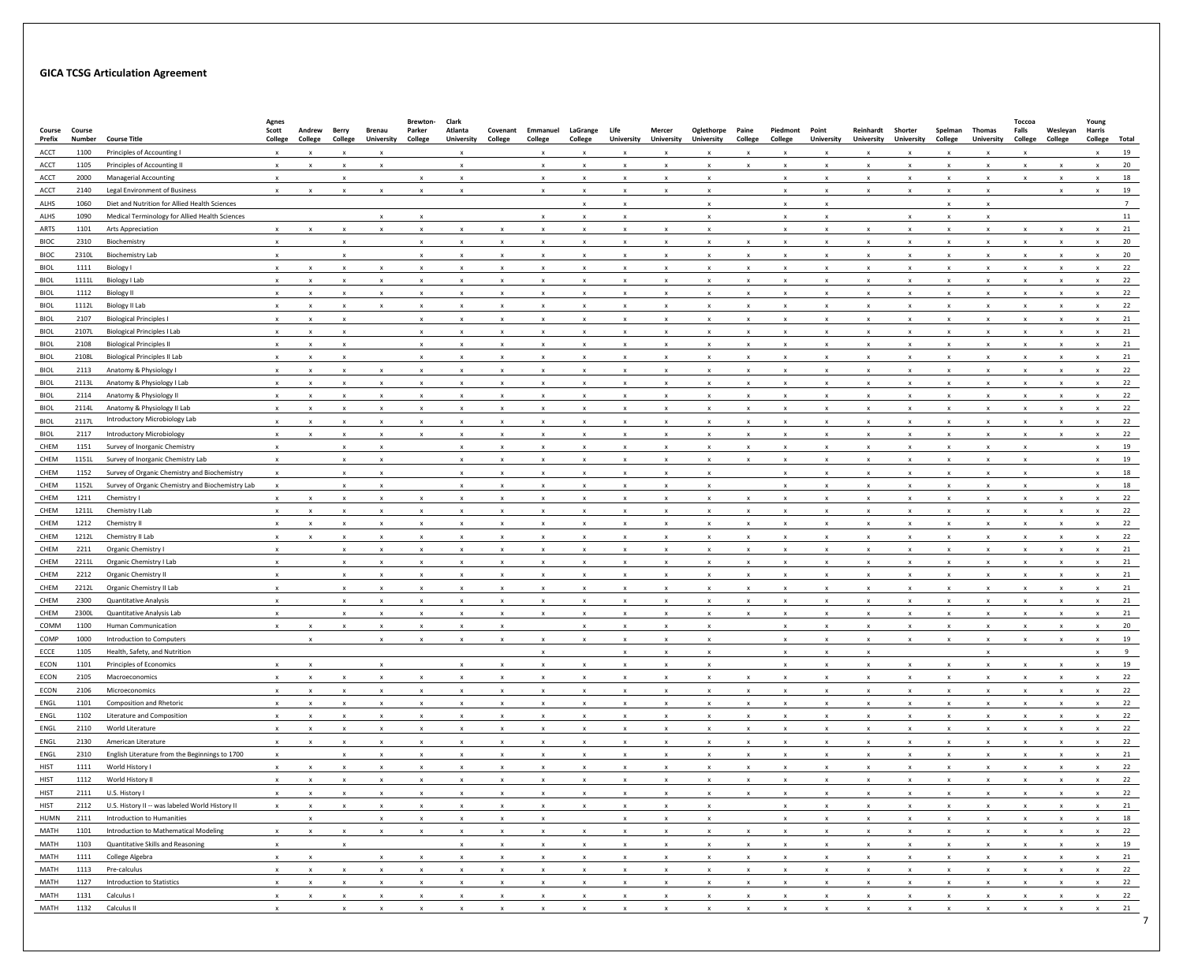## GICA TCSG Articulation Agreement

| Course Prefix | Course Number | Course Title | Agnes Scott College | Andrew College | Berry College | Brenau University | Brewton-Parker College | Clark Atlanta University | Covenant College | Emmanuel College | LaGrange College | Life University | Mercer University | Oglethorpe University | Paine College | Piedmont College | Point University | Reinhardt University | Shorter University | Spelman College | Thomas University | Toccoa Falls College | Wesleyan College | Young Harris College | Total |
|---|---|---|---|---|---|---|---|---|---|---|---|---|---|---|---|---|---|---|---|---|---|---|---|---|---|
| ACCT | 1100 | Principles of Accounting I | x | x | x | x | | x | | x | x | x | x | x | x | x | x | x | x | x | x | x | | x | 19 |
| ACCT | 1105 | Principles of Accounting II | x | x | x | x | | x | | x | x | x | x | x | x | x | x | x | x | x | x | x | x | x | 20 |
| ACCT | 2000 | Managerial Accounting | x | | x | | x | x | | x | x | x | x | x | | x | x | x | x | x | x | x | x | x | 18 |
| ACCT | 2140 | Legal Environment of Business | x | x | x | x | x | x | | x | x | x | x | x | | x | x | x | x | x | x | | x | x | 19 |
| ALHS | 1060 | Diet and Nutrition for Allied Health Sciences | | | | | | | | | x | x | | x | | x | x | | | x | x | | | | 7 |
| ALHS | 1090 | Medical Terminology for Allied Health Sciences | | | | x | x | | | x | x | x | | x | | x | x | | x | x | x | | | | 11 |
| ARTS | 1101 | Arts Appreciation | x | x | x | x | x | x | x | x | x | x | x | x | | x | x | x | x | x | x | x | x | x | 21 |
| BIOC | 2310 | Biochemistry | x | | x | | x | x | x | x | x | x | x | x | x | x | x | x | x | x | x | x | x | x | 20 |
| BIOC | 2310L | Biochemistry Lab | x | | x | | x | x | x | x | x | x | x | x | x | x | x | x | x | x | x | x | x | x | 20 |
| BIOL | 1111 | Biology I | x | x | x | x | x | x | x | x | x | x | x | x | x | x | x | x | x | x | x | x | x | x | 22 |
| BIOL | 1111L | Biology I Lab | x | x | x | x | x | x | x | x | x | x | x | x | x | x | x | x | x | x | x | x | x | x | 22 |
| BIOL | 1112 | Biology II | x | x | x | x | x | x | x | x | x | x | x | x | x | x | x | x | x | x | x | x | x | x | 22 |
| BIOL | 1112L | Biology II Lab | x | x | x | x | x | x | x | x | x | x | x | x | x | x | x | x | x | x | x | x | x | x | 22 |
| BIOL | 2107 | Biological Principles I | x | x | x | | x | x | x | x | x | x | x | x | x | x | x | x | x | x | x | x | x | x | 21 |
| BIOL | 2107L | Biological Principles I Lab | x | x | x | | x | x | x | x | x | x | x | x | x | x | x | x | x | x | x | x | x | x | 21 |
| BIOL | 2108 | Biological Principles II | x | x | x | | x | x | x | x | x | x | x | x | x | x | x | x | x | x | x | x | x | x | 21 |
| BIOL | 2108L | Biological Principles II Lab | x | x | x | | x | x | x | x | x | x | x | x | x | x | x | x | x | x | x | x | x | x | 21 |
| BIOL | 2113 | Anatomy & Physiology I | x | x | x | x | x | x | x | x | x | x | x | x | x | x | x | x | x | x | x | x | x | x | 22 |
| BIOL | 2113L | Anatomy & Physiology I Lab | x | x | x | x | x | x | x | x | x | x | x | x | x | x | x | x | x | x | x | x | x | x | 22 |
| BIOL | 2114 | Anatomy & Physiology II | x | x | x | x | x | x | x | x | x | x | x | x | x | x | x | x | x | x | x | x | x | x | 22 |
| BIOL | 2114L | Anatomy & Physiology II Lab | x | x | x | x | x | x | x | x | x | x | x | x | x | x | x | x | x | x | x | x | x | x | 22 |
| BIOL | 2117L | Introductory Microbiology Lab | x | x | x | x | x | x | x | x | x | x | x | x | x | x | x | x | x | x | x | x | x | x | 22 |
| BIOL | 2117 | Introductory Microbiology | x | x | x | x | x | x | x | x | x | x | x | x | x | x | x | x | x | x | x | x | x | x | 22 |
| CHEM | 1151 | Survey of Inorganic Chemistry | x | | x | x | | x | x | x | x | x | x | x | x | x | x | x | x | x | x | x | | x | 19 |
| CHEM | 1151L | Survey of Inorganic Chemistry Lab | x | | x | x | | x | x | x | x | x | x | x | x | x | x | x | x | x | x | x | | x | 19 |
| CHEM | 1152 | Survey of Organic Chemistry and Biochemistry | x | | x | x | | x | x | x | x | x | x | x | | x | x | x | x | x | x | x | | x | 18 |
| CHEM | 1152L | Survey of Organic Chemistry and Biochemistry Lab | x | | x | x | | x | x | x | x | x | x | x | | x | x | x | x | x | x | x | | x | 18 |
| CHEM | 1211 | Chemistry I | x | x | x | x | x | x | x | x | x | x | x | x | x | x | x | x | x | x | x | x | x | x | 22 |
| CHEM | 1211L | Chemistry I Lab | x | x | x | x | x | x | x | x | x | x | x | x | x | x | x | x | x | x | x | x | x | x | 22 |
| CHEM | 1212 | Chemistry II | x | x | x | x | x | x | x | x | x | x | x | x | x | x | x | x | x | x | x | x | x | x | 22 |
| CHEM | 1212L | Chemistry II Lab | x | x | x | x | x | x | x | x | x | x | x | x | x | x | x | x | x | x | x | x | x | x | 22 |
| CHEM | 2211 | Organic Chemistry I | x | | x | x | x | x | x | x | x | x | x | x | x | x | x | x | x | x | x | x | x | x | 21 |
| CHEM | 2211L | Organic Chemistry I Lab | x | | x | x | x | x | x | x | x | x | x | x | x | x | x | x | x | x | x | x | x | x | 21 |
| CHEM | 2212 | Organic Chemistry II | x | | x | x | x | x | x | x | x | x | x | x | x | x | x | x | x | x | x | x | x | x | 21 |
| CHEM | 2212L | Organic Chemistry II Lab | x | | x | x | x | x | x | x | x | x | x | x | x | x | x | x | x | x | x | x | x | x | 21 |
| CHEM | 2300 | Quantitative Analysis | x | | x | x | x | x | x | x | x | x | x | x | x | x | x | x | x | x | x | x | x | x | 21 |
| CHEM | 2300L | Quantitative Analysis Lab | x | | x | x | x | x | x | x | x | x | x | x | x | x | x | x | x | x | x | x | x | x | 21 |
| COMM | 1100 | Human Communication | x | x | x | x | x | x | x | | x | x | x | x | | x | x | x | x | x | x | x | x | x | 20 |
| COMP | 1000 | Introduction to Computers | | x | | x | x | x | x | x | x | x | x | x | | x | x | x | x | x | x | x | x | x | 19 |
| ECCE | 1105 | Health, Safety, and Nutrition | | | | | | | | x | | x | x | x | | x | x | x | | | x | | | x | 9 |
| ECON | 1101 | Principles of Economics | x | x | | x | | x | x | x | x | x | x | x | | x | x | x | x | x | x | x | x | x | 19 |
| ECON | 2105 | Macroeconomics | x | x | x | x | x | x | x | x | x | x | x | x | x | x | x | x | x | x | x | x | x | x | 22 |
| ECON | 2106 | Microeconomics | x | x | x | x | x | x | x | x | x | x | x | x | x | x | x | x | x | x | x | x | x | x | 22 |
| ENGL | 1101 | Composition and Rhetoric | x | x | x | x | x | x | x | x | x | x | x | x | x | x | x | x | x | x | x | x | x | x | 22 |
| ENGL | 1102 | Literature and Composition | x | x | x | x | x | x | x | x | x | x | x | x | x | x | x | x | x | x | x | x | x | x | 22 |
| ENGL | 2110 | World Literature | x | x | x | x | x | x | x | x | x | x | x | x | x | x | x | x | x | x | x | x | x | x | 22 |
| ENGL | 2130 | American Literature | x | x | x | x | x | x | x | x | x | x | x | x | x | x | x | x | x | x | x | x | x | x | 22 |
| ENGL | 2310 | English Literature from the Beginnings to 1700 | x | | x | x | x | x | x | x | x | x | x | x | x | x | x | x | x | x | x | x | x | x | 21 |
| HIST | 1111 | World History I | x | x | x | x | x | x | x | x | x | x | x | x | x | x | x | x | x | x | x | x | x | x | 22 |
| HIST | 1112 | World History II | x | x | x | x | x | x | x | x | x | x | x | x | x | x | x | x | x | x | x | x | x | x | 22 |
| HIST | 2111 | U.S. History I | x | x | x | x | x | x | x | x | x | x | x | x | x | x | x | x | x | x | x | x | x | x | 22 |
| HIST | 2112 | U.S. History II -- was labeled World History II | x | x | x | x | x | x | x | x | x | x | x | x | | x | x | x | x | x | x | x | x | x | 21 |
| HUMN | 2111 | Introduction to Humanities | | x | | x | x | x | x | x | | x | x | x | | x | x | x | x | x | x | x | x | x | 18 |
| MATH | 1101 | Introduction to Mathematical Modeling | x | x | x | x | x | x | x | x | x | x | x | x | x | x | x | x | x | x | x | x | x | x | 22 |
| MATH | 1103 | Quantitative Skills and Reasoning | x | | x | | | x | x | x | x | x | x | x | x | x | x | x | x | x | x | x | x | x | 19 |
| MATH | 1111 | College Algebra | x | x | | x | x | x | x | x | x | x | x | x | x | x | x | x | x | x | x | x | x | x | 21 |
| MATH | 1113 | Pre-calculus | x | x | x | x | x | x | x | x | x | x | x | x | x | x | x | x | x | x | x | x | x | x | 22 |
| MATH | 1127 | Introduction to Statistics | x | x | x | x | x | x | x | x | x | x | x | x | x | x | x | x | x | x | x | x | x | x | 22 |
| MATH | 1131 | Calculus I | x | x | x | x | x | x | x | x | x | x | x | x | x | x | x | x | x | x | x | x | x | x | 22 |
| MATH | 1132 | Calculus II | x | | x | x | x | x | x | x | x | x | x | x | x | x | x | x | x | x | x | x | x | x | 21 |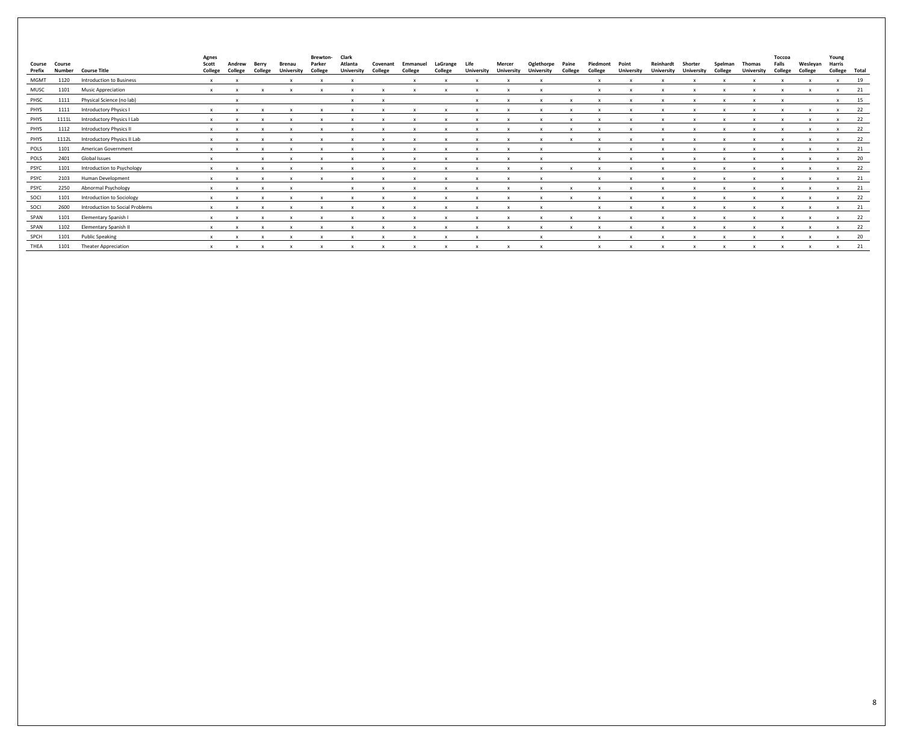| Course Prefix | Course Number | Course Title | Agnes Scott College | Andrew College | Berry College | Brenau University | Brewton-Parker College | Clark Atlanta University | Covenant College | Emmanuel College | LaGrange College | Life University | Mercer University | Oglethorpe University | Paine College | Piedmont College | Point University | Reinhardt University | Shorter University | Spelman College | Thomas University | Toccoa Falls College | Wesleyan College | Young Harris College | Total |
|---|---|---|---|---|---|---|---|---|---|---|---|---|---|---|---|---|---|---|---|---|---|---|---|---|---|
| MGMT | 1120 | Introduction to Business | x | x | | x | x | x | | x | x | x | x | x | | x | x | x | x | x | x | x | x | x | 19 |
| MUSC | 1101 | Music Appreciation | x | x | x | x | x | x | x | x | x | x | x | x | | x | x | x | x | x | x | x | x | x | 21 |
| PHSC | 1111 | Physical Science (no lab) | | x | | | | x | x | | | x | x | x | x | x | x | x | x | x | x | x | | x | 15 |
| PHYS | 1111 | Introductory Physics I | x | x | x | x | x | x | x | x | x | x | x | x | x | x | x | x | x | x | x | x | x | x | 22 |
| PHYS | 1111L | Introductory Physics I Lab | x | x | x | x | x | x | x | x | x | x | x | x | x | x | x | x | x | x | x | x | x | x | 22 |
| PHYS | 1112 | Introductory Physics II | x | x | x | x | x | x | x | x | x | x | x | x | x | x | x | x | x | x | x | x | x | x | 22 |
| PHYS | 1112L | Introductory Physics II Lab | x | x | x | x | x | x | x | x | x | x | x | x | x | x | x | x | x | x | x | x | x | x | 22 |
| POLS | 1101 | American Government | x | x | x | x | x | x | x | x | x | x | x | x | | x | x | x | x | x | x | x | x | x | 21 |
| POLS | 2401 | Global Issues | x | | x | x | x | x | x | x | x | x | x | x | | x | x | x | x | x | x | x | x | x | 20 |
| PSYC | 1101 | Introduction to Psychology | x | x | x | x | x | x | x | x | x | x | x | x | x | x | x | x | x | x | x | x | x | x | 22 |
| PSYC | 2103 | Human Development | x | x | x | x | x | x | x | x | x | x | x | x | | x | x | x | x | x | x | x | x | x | 21 |
| PSYC | 2250 | Abnormal Psychology | x | x | x | x | | x | x | x | x | x | x | x | x | x | x | x | x | x | x | x | x | x | 21 |
| SOCI | 1101 | Introduction to Sociology | x | x | x | x | x | x | x | x | x | x | x | x | x | x | x | x | x | x | x | x | x | x | 22 |
| SOCI | 2600 | Introduction to Social Problems | x | x | x | x | x | x | x | x | x | x | x | x | | x | x | x | x | x | x | x | x | x | 21 |
| SPAN | 1101 | Elementary Spanish I | x | x | x | x | x | x | x | x | x | x | x | x | x | x | x | x | x | x | x | x | x | x | 22 |
| SPAN | 1102 | Elementary Spanish II | x | x | x | x | x | x | x | x | x | x | x | x | x | x | x | x | x | x | x | x | x | x | 22 |
| SPCH | 1101 | Public Speaking | x | x | x | x | x | x | x | x | x | x | | x | | x | x | x | x | x | x | x | x | x | 20 |
| THEA | 1101 | Theater Appreciation | x | x | x | x | x | x | x | x | x | x | x | x | | x | x | x | x | x | x | x | x | x | 21 |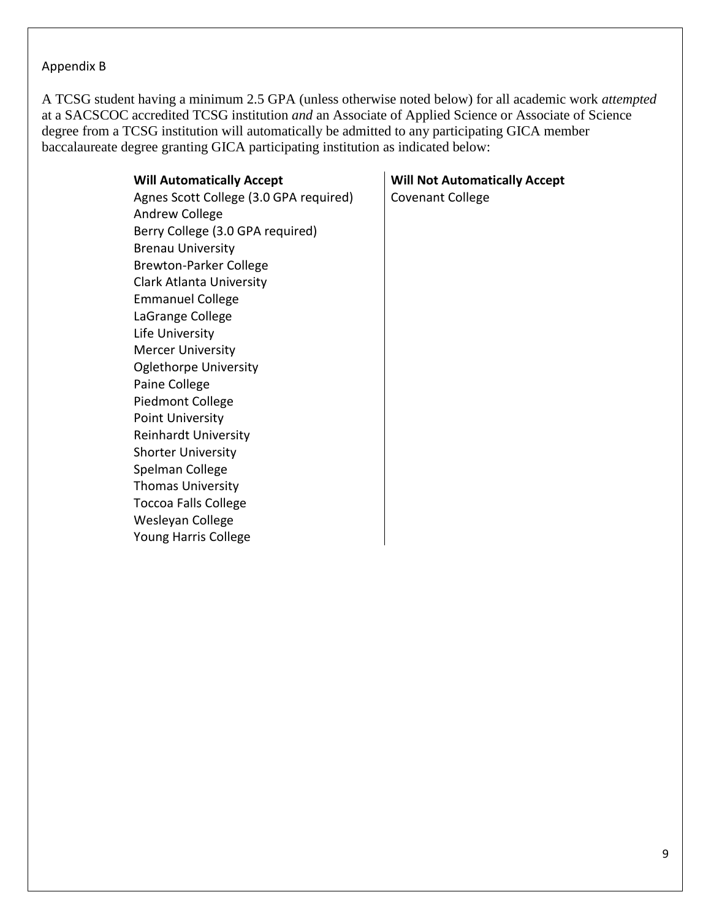Appendix B

A TCSG student having a minimum 2.5 GPA (unless otherwise noted below) for all academic work *attempted* at a SACSCOC accredited TCSG institution *and* an Associate of Applied Science or Associate of Science degree from a TCSG institution will automatically be admitted to any participating GICA member baccalaureate degree granting GICA participating institution as indicated below:

| Will Automatically Accept | Will Not Automatically Accept |
| --- | --- |
| Agnes Scott College (3.0 GPA required) | Covenant College |
| Andrew College | |
| Berry College (3.0 GPA required) | |
| Brenau University | |
| Brewton-Parker College | |
| Clark Atlanta University | |
| Emmanuel College | |
| LaGrange College | |
| Life University | |
| Mercer University | |
| Oglethorpe University | |
| Paine College | |
| Piedmont College | |
| Point University | |
| Reinhardt University | |
| Shorter University | |
| Spelman College | |
| Thomas University | |
| Toccoa Falls College | |
| Wesleyan College | |
| Young Harris College | |